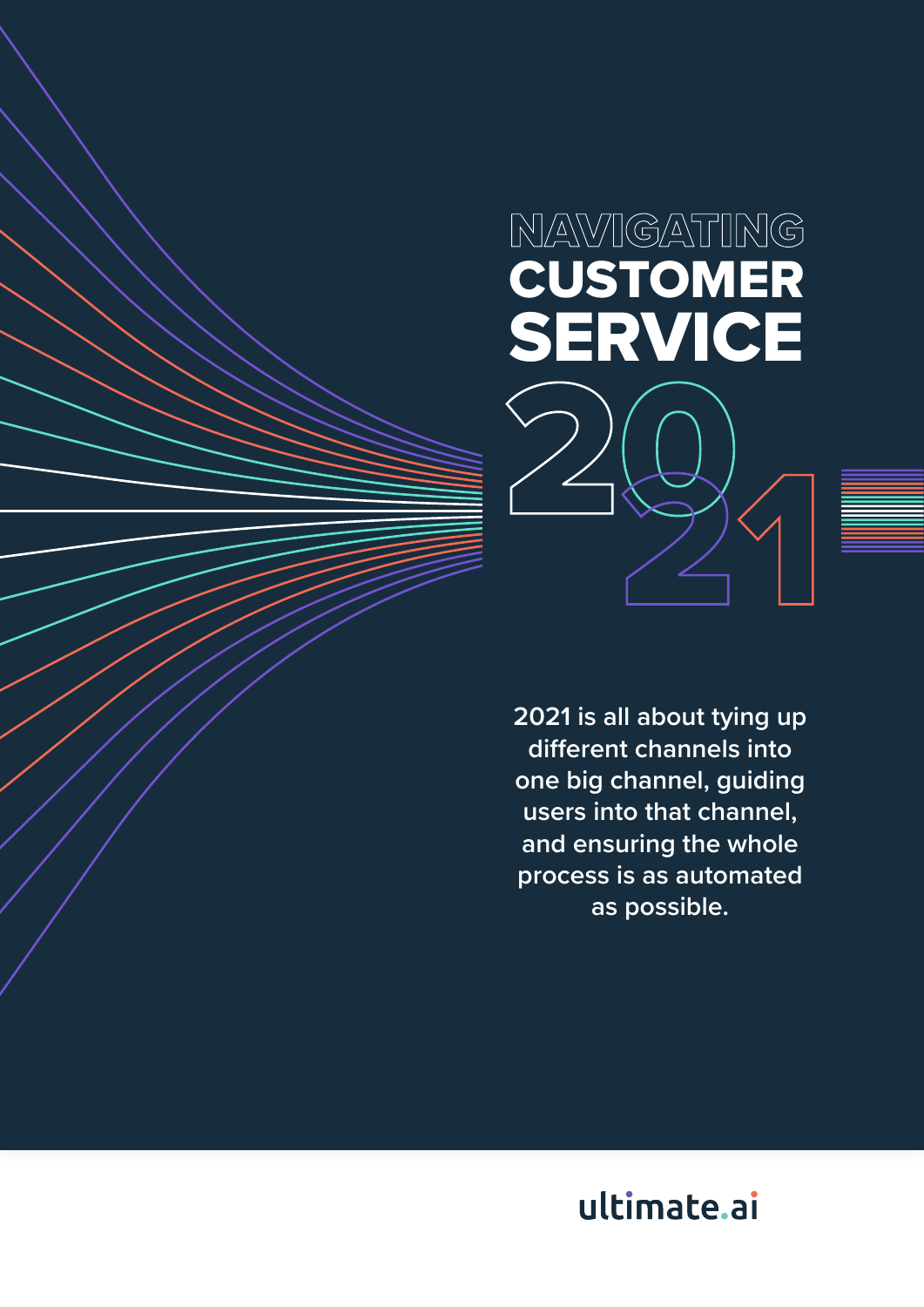# NAVIGATING CUSTOMER SERVICE 2021

**2021 is all about tying up different channels into one big channel, guiding users into that channel, and ensuring the whole process is as automated as possible.**

ultimate.ai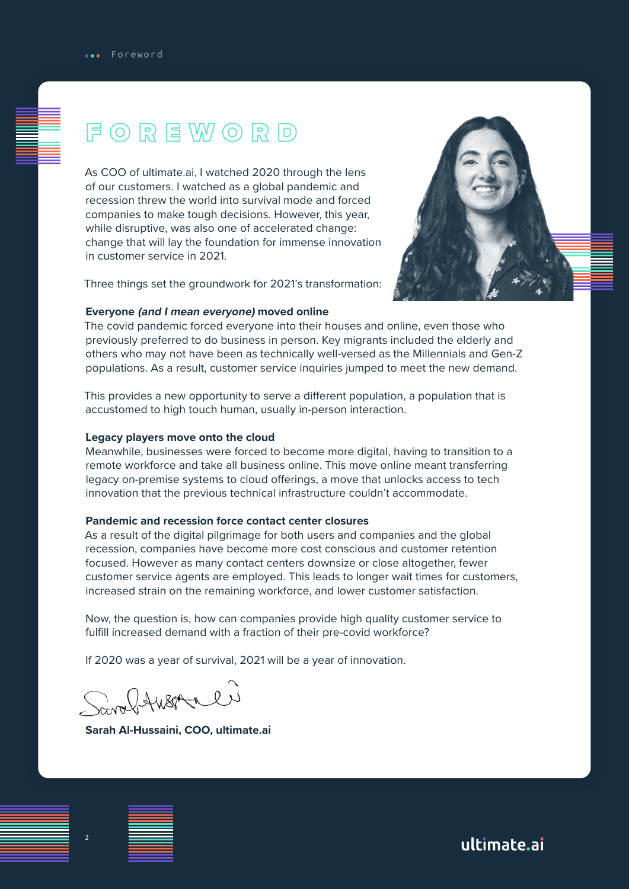# FOREWORD

As COO of ultimate.ai, I watched 2020 through the lens of our customers. I watched as a global pandemic and recession threw the world into survival mode and forced companies to make tough decisions. However, this year, while disruptive, was also one of accelerated change: change that will lay the foundation for immense innovation in customer service in 2021.

Three things set the groundwork for 2021's transformation:

**Everyone *(and I mean everyone)* moved online**

The covid pandemic forced everyone into their houses and online, even those who previously preferred to do business in person. Key migrants included the elderly and others who may not have been as technically well-versed as the Millennials and Gen-Z populations. As a result, customer service inquiries jumped to meet the new demand.

This provides a new opportunity to serve a different population, a population that is accustomed to high touch human, usually in-person interaction.

**Legacy players move onto the cloud**

Meanwhile, businesses were forced to become more digital, having to transition to a remote workforce and take all business online. This move online meant transferring legacy on-premise systems to cloud offerings, a move that unlocks access to tech innovation that the previous technical infrastructure couldn't accommodate.

**Pandemic and recession force contact center closures**

As a result of the digital pilgrimage for both users and companies and the global recession, companies have become more cost conscious and customer retention focused. However as many contact centers downsize or close altogether, fewer customer service agents are employed. This leads to longer wait times for customers, increased strain on the remaining workforce, and lower customer satisfaction.

Now, the question is, how can companies provide high quality customer service to fulfill increased demand with a fraction of their pre-covid workforce?

If 2020 was a year of survival, 2021 will be a year of innovation.

**Sarah Al-Hussaini, COO, ultimate.ai**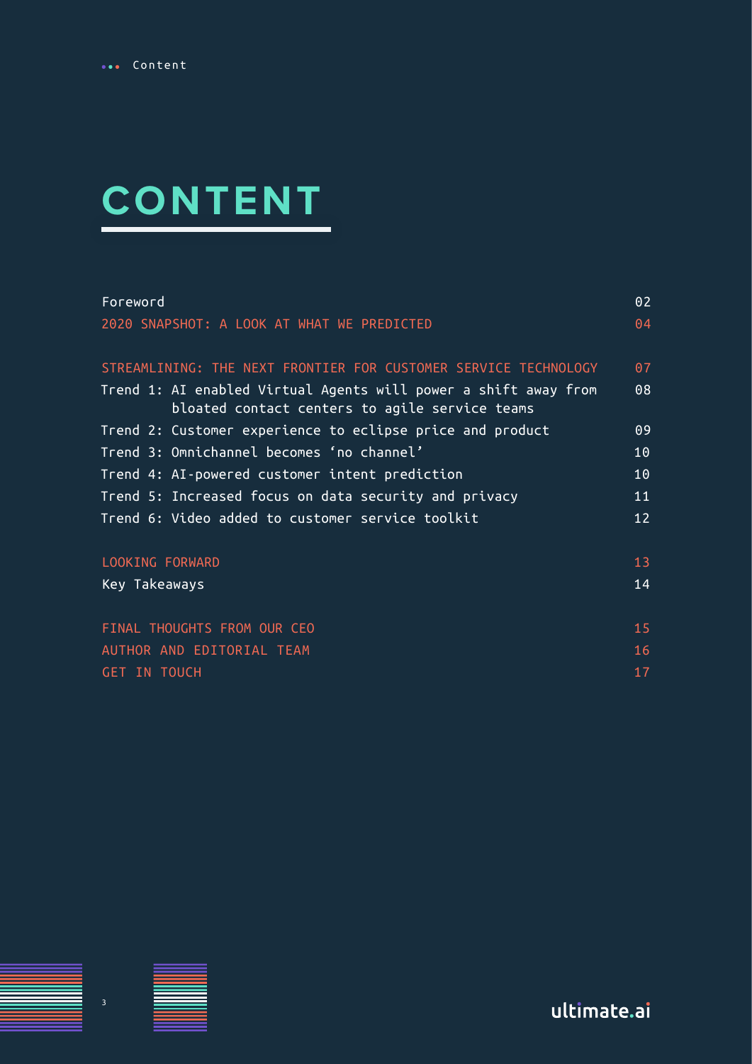# CONTENT

| | |
|---|---|
| Foreword | 02 |
| 2020 SNAPSHOT: A LOOK AT WHAT WE PREDICTED | 04 |
| STREAMLINING: THE NEXT FRONTIER FOR CUSTOMER SERVICE TECHNOLOGY | 07 |
| Trend 1: AI enabled Virtual Agents will power a shift away from bloated contact centers to agile service teams | 08 |
| Trend 2: Customer experience to eclipse price and product | 09 |
| Trend 3: Omnichannel becomes ‘no channel’ | 10 |
| Trend 4: AI-powered customer intent prediction | 10 |
| Trend 5: Increased focus on data security and privacy | 11 |
| Trend 6: Video added to customer service toolkit | 12 |
| LOOKING FORWARD | 13 |
| Key Takeaways | 14 |
| FINAL THOUGHTS FROM OUR CEO | 15 |
| AUTHOR AND EDITORIAL TEAM | 16 |
| GET IN TOUCH | 17 |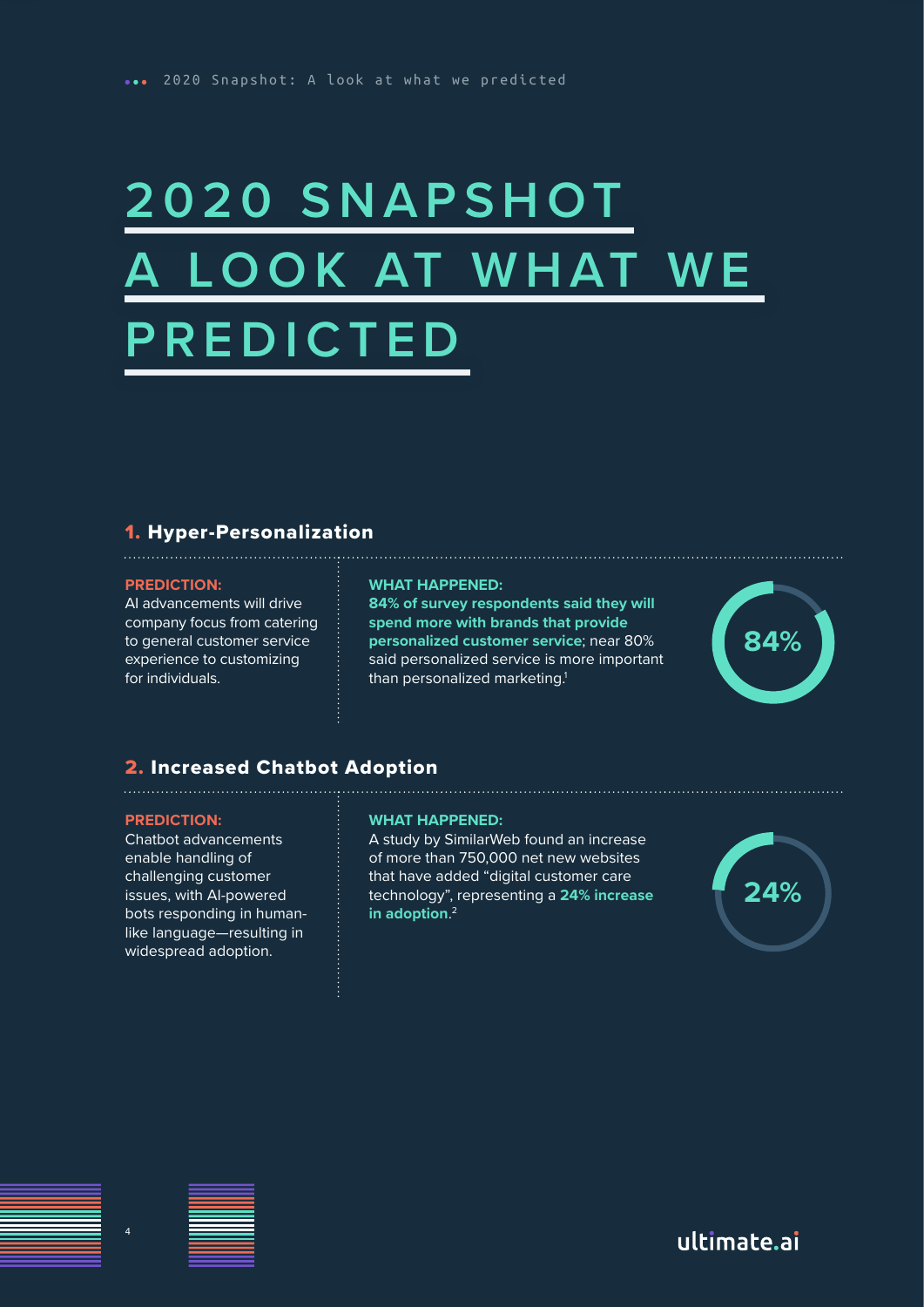# 2020 SNAPSHOT A LOOK AT WHAT WE PREDICTED

## 1. Hyper-Personalization

**PREDICTION:**
AI advancements will drive company focus from catering to general customer service experience to customizing for individuals.

**WHAT HAPPENED:**
**84% of survey respondents said they will spend more with brands that provide personalized customer service**; near 80% said personalized service is more important than personalized marketing.[1]

84%

## 2. Increased Chatbot Adoption

**PREDICTION:**
Chatbot advancements enable handling of challenging customer issues, with AI-powered bots responding in human-like language—resulting in widespread adoption.

**WHAT HAPPENED:**
A study by SimilarWeb found an increase of more than 750,000 net new websites that have added "digital customer care technology", representing a **24% increase in adoption**.[2]

24%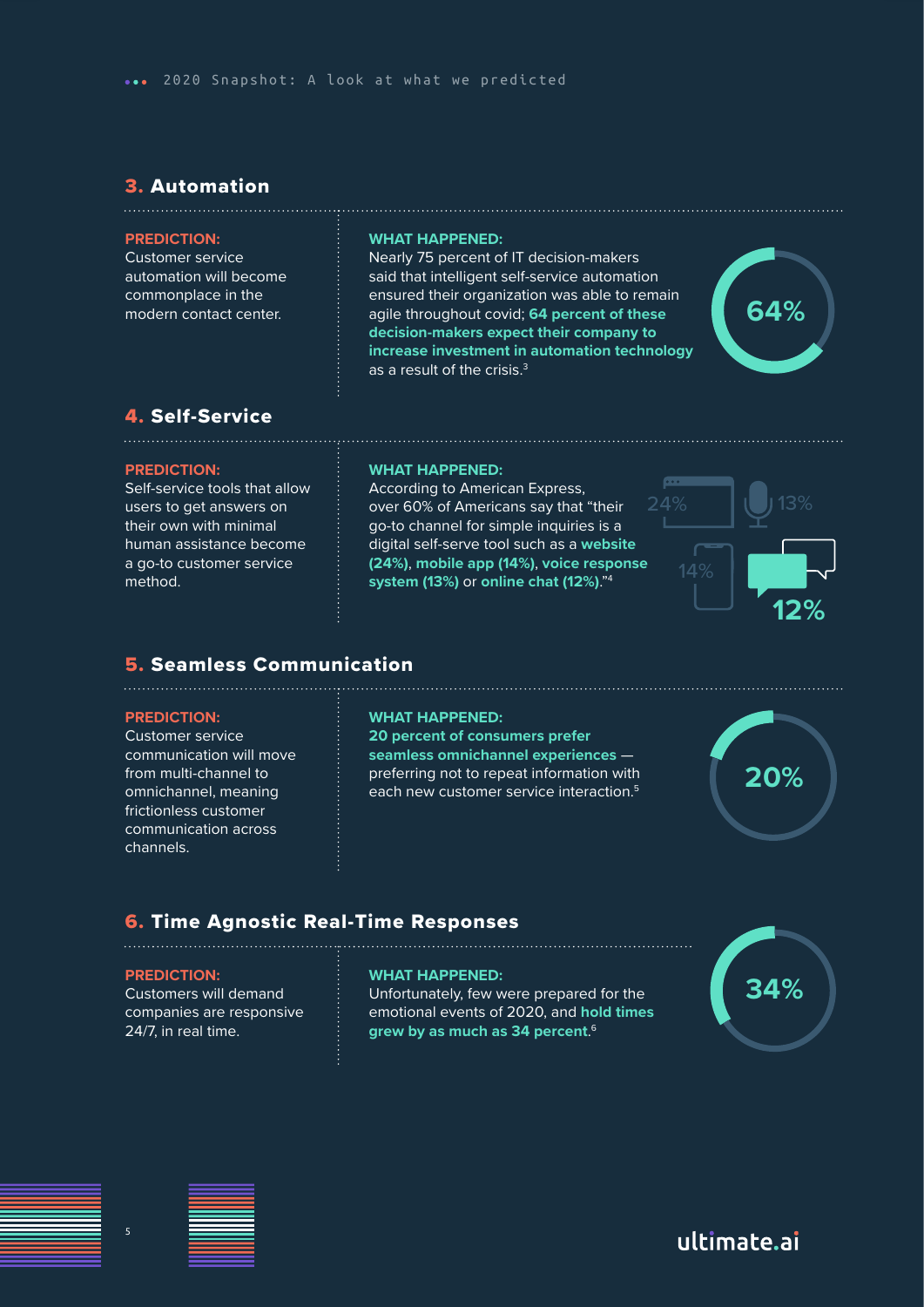## 3. Automation

**PREDICTION:**
Customer service automation will become commonplace in the modern contact center.

**WHAT HAPPENED:**
Nearly 75 percent of IT decision-makers said that intelligent self-service automation ensured their organization was able to remain agile throughout covid; **64 percent of these decision-makers expect their company to increase investment in automation technology** as a result of the crisis.[3]

64%

## 4. Self-Service

**PREDICTION:**
Self-service tools that allow users to get answers on their own with minimal human assistance become a go-to customer service method.

**WHAT HAPPENED:**
According to American Express, over 60% of Americans say that "their go-to channel for simple inquiries is a digital self-serve tool such as a **website (24%)**, **mobile app (14%)**, **voice response system (13%)** or **online chat (12%)**."[4]

24% 13% 14% 12%

## 5. Seamless Communication

**PREDICTION:**
Customer service communication will move from multi-channel to omnichannel, meaning frictionless customer communication across channels.

**WHAT HAPPENED:**
**20 percent of consumers prefer seamless omnichannel experiences** — preferring not to repeat information with each new customer service interaction.[5]

20%

## 6. Time Agnostic Real-Time Responses

**PREDICTION:**
Customers will demand companies are responsive 24/7, in real time.

**WHAT HAPPENED:**
Unfortunately, few were prepared for the emotional events of 2020, and **hold times grew by as much as 34 percent**.[6]

34%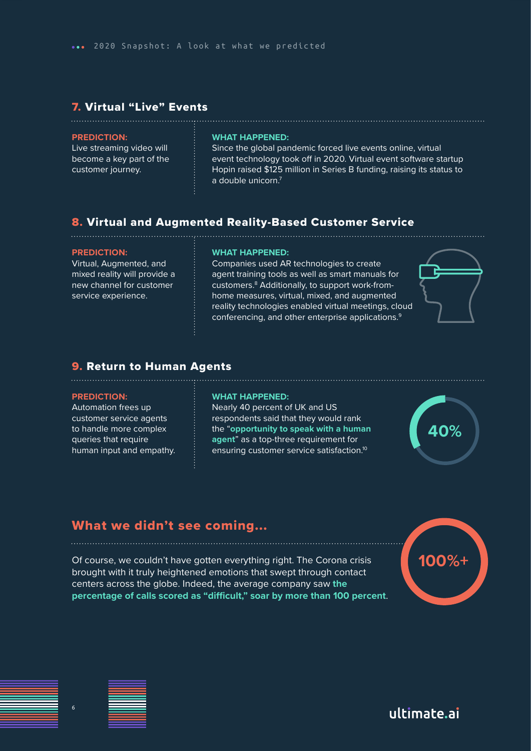## 7. Virtual "Live" Events

**PREDICTION:**
Live streaming video will become a key part of the customer journey.

**WHAT HAPPENED:**
Since the global pandemic forced live events online, virtual event technology took off in 2020. Virtual event software startup Hopin raised $125 million in Series B funding, raising its status to a double unicorn.[7]

## 8. Virtual and Augmented Reality-Based Customer Service

**PREDICTION:**
Virtual, Augmented, and mixed reality will provide a new channel for customer service experience.

**WHAT HAPPENED:**
Companies used AR technologies to create agent training tools as well as smart manuals for customers.[8] Additionally, to support work-from-home measures, virtual, mixed, and augmented reality technologies enabled virtual meetings, cloud conferencing, and other enterprise applications.[9]

## 9. Return to Human Agents

**PREDICTION:**
Automation frees up customer service agents to handle more complex queries that require human input and empathy.

**WHAT HAPPENED:**
Nearly 40 percent of UK and US respondents said that they would rank the "**opportunity to speak with a human agent**" as a top-three requirement for ensuring customer service satisfaction.[10]

40%

## What we didn't see coming...

Of course, we couldn't have gotten everything right. The Corona crisis brought with it truly heightened emotions that swept through contact centers across the globe. Indeed, the average company saw **the percentage of calls scored as "difficult," soar by more than 100 percent**.

100%+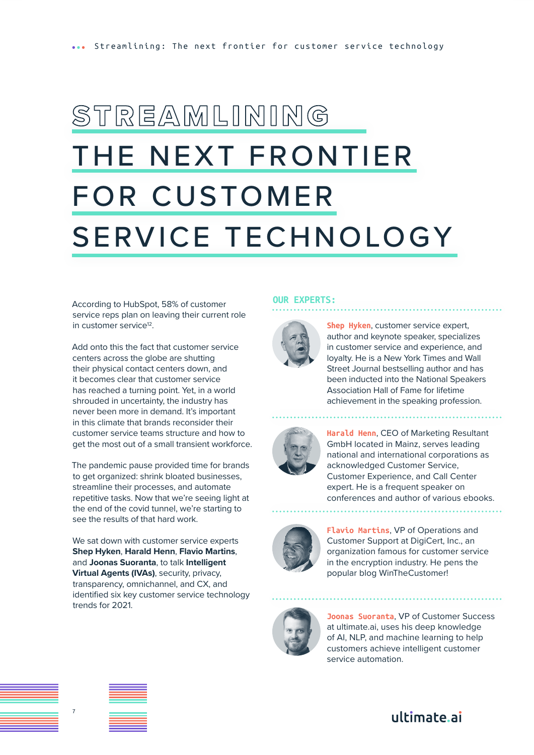# STREAMLINING THE NEXT FRONTIER FOR CUSTOMER SERVICE TECHNOLOGY

According to HubSpot, 58% of customer service reps plan on leaving their current role in customer service[12].

Add onto this the fact that customer service centers across the globe are shutting their physical contact centers down, and it becomes clear that customer service has reached a turning point. Yet, in a world shrouded in uncertainty, the industry has never been more in demand. It's important in this climate that brands reconsider their customer service teams structure and how to get the most out of a small transient workforce.

The pandemic pause provided time for brands to get organized: shrink bloated businesses, streamline their processes, and automate repetitive tasks. Now that we're seeing light at the end of the covid tunnel, we're starting to see the results of that hard work.

We sat down with customer service experts **Shep Hyken**, **Harald Henn**, **Flavio Martins**, and **Joonas Suoranta**, to talk **Intelligent Virtual Agents (IVAs)**, security, privacy, transparency, omnichannel, and CX, and identified six key customer service technology trends for 2021.

## OUR EXPERTS:

**Shep Hyken**, customer service expert, author and keynote speaker, specializes in customer service and experience, and loyalty. He is a New York Times and Wall Street Journal bestselling author and has been inducted into the National Speakers Association Hall of Fame for lifetime achievement in the speaking profession.

**Harald Henn**, CEO of Marketing Resultant GmbH located in Mainz, serves leading national and international corporations as acknowledged Customer Service, Customer Experience, and Call Center expert. He is a frequent speaker on conferences and author of various ebooks.

**Flavio Martins**, VP of Operations and Customer Support at DigiCert, Inc., an organization famous for customer service in the encryption industry. He pens the popular blog WinTheCustomer!

**Joonas Suoranta**, VP of Customer Success at ultimate.ai, uses his deep knowledge of AI, NLP, and machine learning to help customers achieve intelligent customer service automation.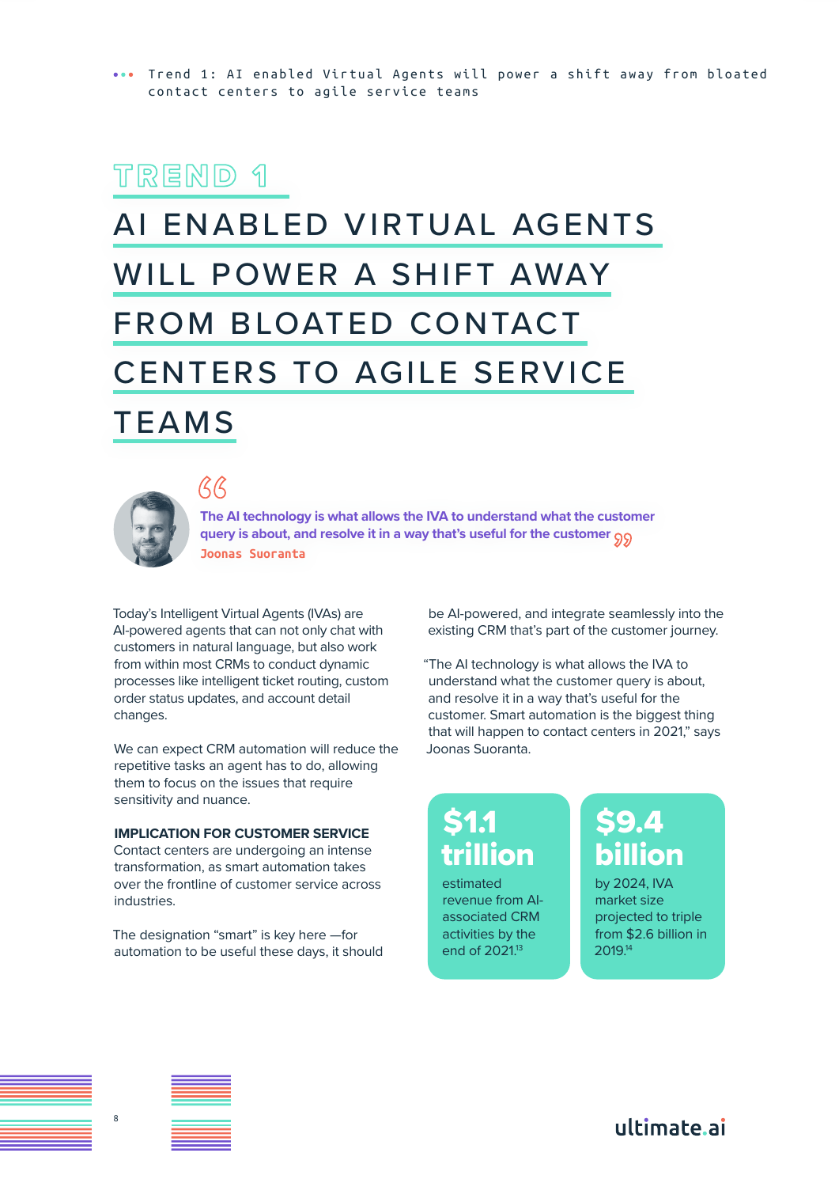## TREND 1

# AI ENABLED VIRTUAL AGENTS WILL POWER A SHIFT AWAY FROM BLOATED CONTACT CENTERS TO AGILE SERVICE TEAMS

> **The AI technology is what allows the IVA to understand what the customer query is about, and resolve it in a way that's useful for the customer**
>
> Joonas Suoranta

Today's Intelligent Virtual Agents (IVAs) are AI-powered agents that can not only chat with customers in natural language, but also work from within most CRMs to conduct dynamic processes like intelligent ticket routing, custom order status updates, and account detail changes.

We can expect CRM automation will reduce the repetitive tasks an agent has to do, allowing them to focus on the issues that require sensitivity and nuance.

**IMPLICATION FOR CUSTOMER SERVICE**

Contact centers are undergoing an intense transformation, as smart automation takes over the frontline of customer service across industries.

The designation "smart" is key here —for automation to be useful these days, it should be AI-powered, and integrate seamlessly into the existing CRM that's part of the customer journey.

"The AI technology is what allows the IVA to understand what the customer query is about, and resolve it in a way that's useful for the customer. Smart automation is the biggest thing that will happen to contact centers in 2021," says Joonas Suoranta.

**$1.1 trillion**

estimated revenue from AI-associated CRM activities by the end of 2021.[13]

**$9.4 billion**

by 2024, IVA market size projected to triple from $2.6 billion in 2019.[14]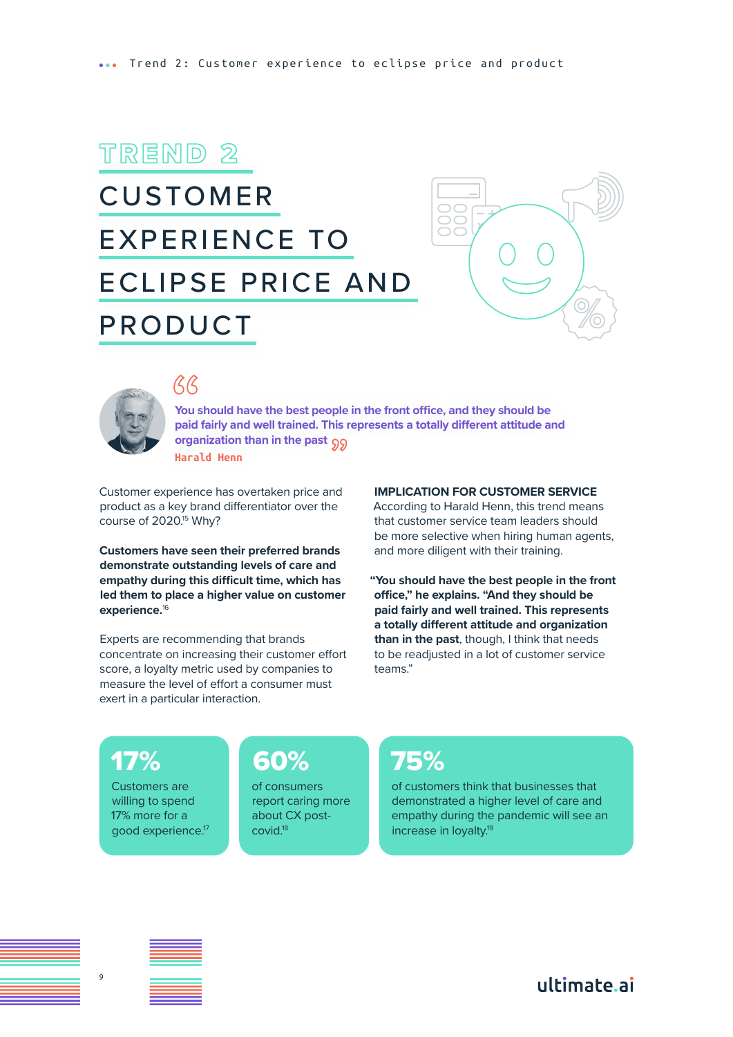# TREND 2

## CUSTOMER EXPERIENCE TO ECLIPSE PRICE AND PRODUCT

> **You should have the best people in the front office, and they should be paid fairly and well trained. This represents a totally different attitude and organization than in the past**
>
> Harald Henn

Customer experience has overtaken price and product as a key brand differentiator over the course of 2020.[15] Why?

**Customers have seen their preferred brands demonstrate outstanding levels of care and empathy during this difficult time, which has led them to place a higher value on customer experience.**[16]

Experts are recommending that brands concentrate on increasing their customer effort score, a loyalty metric used by companies to measure the level of effort a consumer must exert in a particular interaction.

**IMPLICATION FOR CUSTOMER SERVICE**

According to Harald Henn, this trend means that customer service team leaders should be more selective when hiring human agents, and more diligent with their training.

**"You should have the best people in the front office," he explains. "And they should be paid fairly and well trained. This represents a totally different attitude and organization than in the past**, though, I think that needs to be readjusted in a lot of customer service teams."

**17%**
Customers are willing to spend 17% more for a good experience.[17]

**60%**
of consumers report caring more about CX post-covid.[18]

**75%**
of customers think that businesses that demonstrated a higher level of care and empathy during the pandemic will see an increase in loyalty.[19]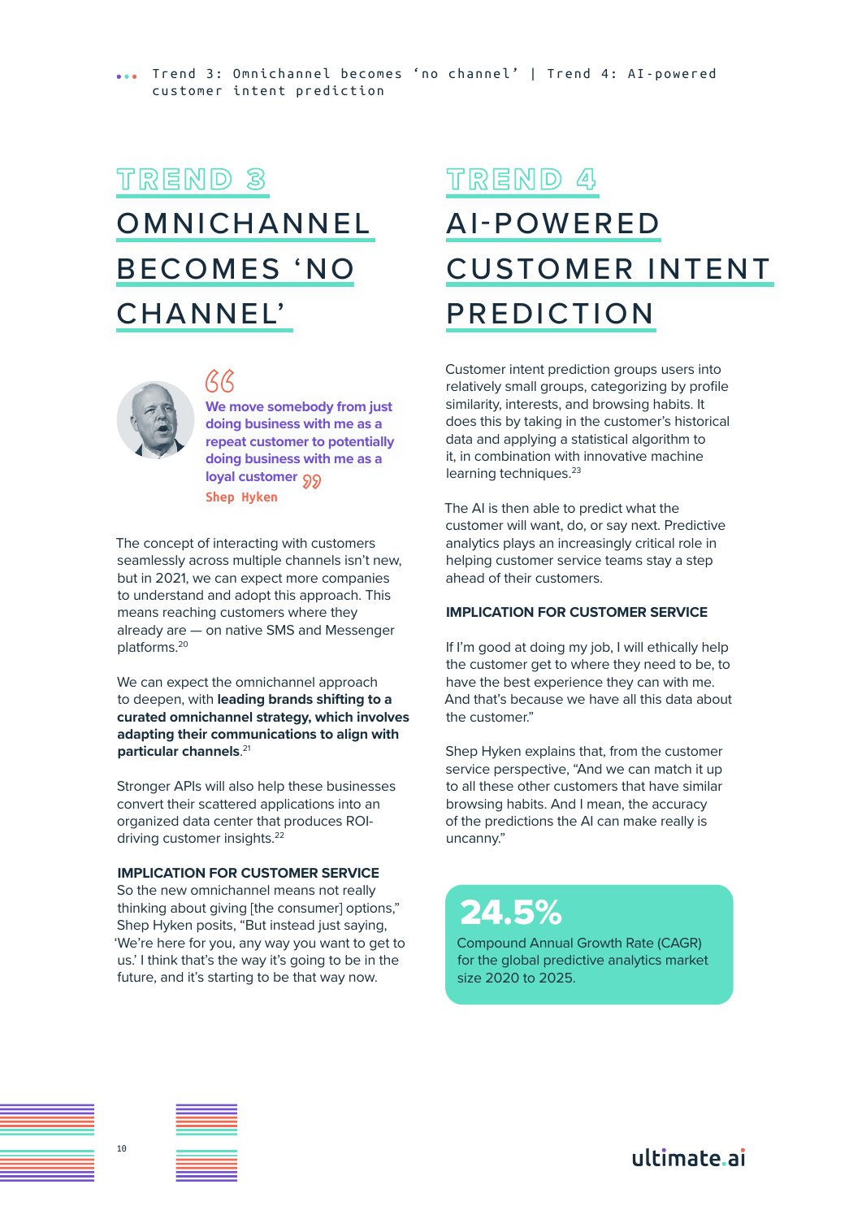## TREND 3

# OMNICHANNEL BECOMES 'NO CHANNEL'

> **We move somebody from just doing business with me as a repeat customer to potentially doing business with me as a loyal customer**
>
> **Shep Hyken**

The concept of interacting with customers seamlessly across multiple channels isn't new, but in 2021, we can expect more companies to understand and adopt this approach. This means reaching customers where they already are — on native SMS and Messenger platforms.[20]

We can expect the omnichannel approach to deepen, with **leading brands shifting to a curated omnichannel strategy, which involves adapting their communications to align with particular channels**.[21]

Stronger APIs will also help these businesses convert their scattered applications into an organized data center that produces ROI-driving customer insights.[22]

### IMPLICATION FOR CUSTOMER SERVICE

So the new omnichannel means not really thinking about giving [the consumer] options," Shep Hyken posits, "But instead just saying, 'We're here for you, any way you want to get to us.' I think that's the way it's going to be in the future, and it's starting to be that way now.

## TREND 4

# AI-POWERED CUSTOMER INTENT PREDICTION

Customer intent prediction groups users into relatively small groups, categorizing by profile similarity, interests, and browsing habits. It does this by taking in the customer's historical data and applying a statistical algorithm to it, in combination with innovative machine learning techniques.[23]

The AI is then able to predict what the customer will want, do, or say next. Predictive analytics plays an increasingly critical role in helping customer service teams stay a step ahead of their customers.

### IMPLICATION FOR CUSTOMER SERVICE

If I'm good at doing my job, I will ethically help the customer get to where they need to be, to have the best experience they can with me. And that's because we have all this data about the customer."

Shep Hyken explains that, from the customer service perspective, "And we can match it up to all these other customers that have similar browsing habits. And I mean, the accuracy of the predictions the AI can make really is uncanny."

**24.5%**

Compound Annual Growth Rate (CAGR) for the global predictive analytics market size 2020 to 2025.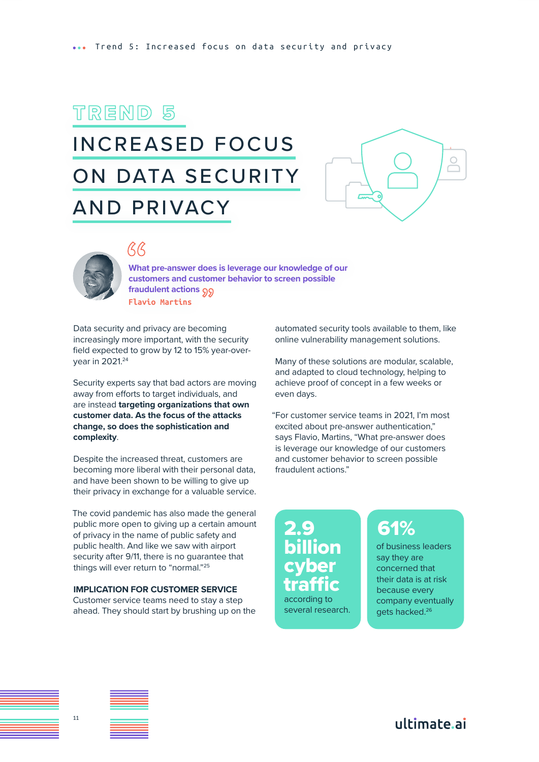# TREND 5

# INCREASED FOCUS ON DATA SECURITY AND PRIVACY

> **What pre-answer does is leverage our knowledge of our customers and customer behavior to screen possible fraudulent actions**
>
> Flavio Martins

Data security and privacy are becoming increasingly more important, with the security field expected to grow by 12 to 15% year-over-year in 2021.[24]

Security experts say that bad actors are moving away from efforts to target individuals, and are instead **targeting organizations that own customer data. As the focus of the attacks change, so does the sophistication and complexity**.

Despite the increased threat, customers are becoming more liberal with their personal data, and have been shown to be willing to give up their privacy in exchange for a valuable service.

The covid pandemic has also made the general public more open to giving up a certain amount of privacy in the name of public safety and public health. And like we saw with airport security after 9/11, there is no guarantee that things will ever return to "normal."[25]

**IMPLICATION FOR CUSTOMER SERVICE**

Customer service teams need to stay a step ahead. They should start by brushing up on the automated security tools available to them, like online vulnerability management solutions.

Many of these solutions are modular, scalable, and adapted to cloud technology, helping to achieve proof of concept in a few weeks or even days.

"For customer service teams in 2021, I'm most excited about pre-answer authentication," says Flavio, Martins, "What pre-answer does is leverage our knowledge of our customers and customer behavior to screen possible fraudulent actions."

**2.9 billion cyber traffic** according to several research.

**61%** of business leaders say they are concerned that their data is at risk because every company eventually gets hacked.[26]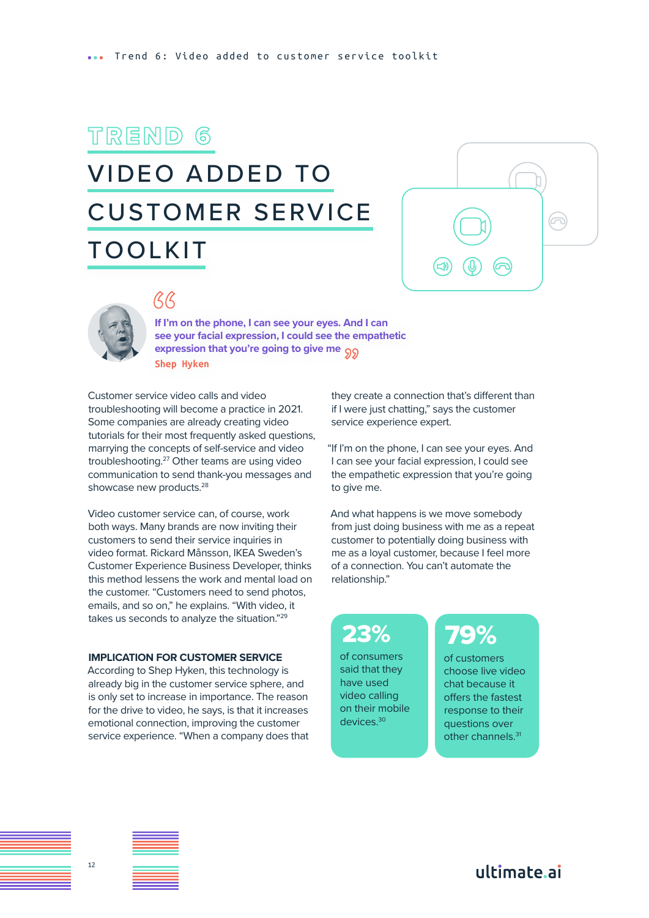# TREND 6

# VIDEO ADDED TO CUSTOMER SERVICE TOOLKIT

> **If I'm on the phone, I can see your eyes. And I can see your facial expression, I could see the empathetic expression that you're going to give me**
>
> Shep Hyken

Customer service video calls and video troubleshooting will become a practice in 2021. Some companies are already creating video tutorials for their most frequently asked questions, marrying the concepts of self-service and video troubleshooting.[27] Other teams are using video communication to send thank-you messages and showcase new products.[28]

Video customer service can, of course, work both ways. Many brands are now inviting their customers to send their service inquiries in video format. Rickard Månsson, IKEA Sweden's Customer Experience Business Developer, thinks this method lessens the work and mental load on the customer. "Customers need to send photos, emails, and so on," he explains. "With video, it takes us seconds to analyze the situation."[29]

**IMPLICATION FOR CUSTOMER SERVICE**

According to Shep Hyken, this technology is already big in the customer service sphere, and is only set to increase in importance. The reason for the drive to video, he says, is that it increases emotional connection, improving the customer service experience. "When a company does that they create a connection that's different than if I were just chatting," says the customer service experience expert.

"If I'm on the phone, I can see your eyes. And I can see your facial expression, I could see the empathetic expression that you're going to give me.

And what happens is we move somebody from just doing business with me as a repeat customer to potentially doing business with me as a loyal customer, because I feel more of a connection. You can't automate the relationship."

**23%**
of consumers said that they have used video calling on their mobile devices.[30]

**79%**
of customers choose live video chat because it offers the fastest response to their questions over other channels.[31]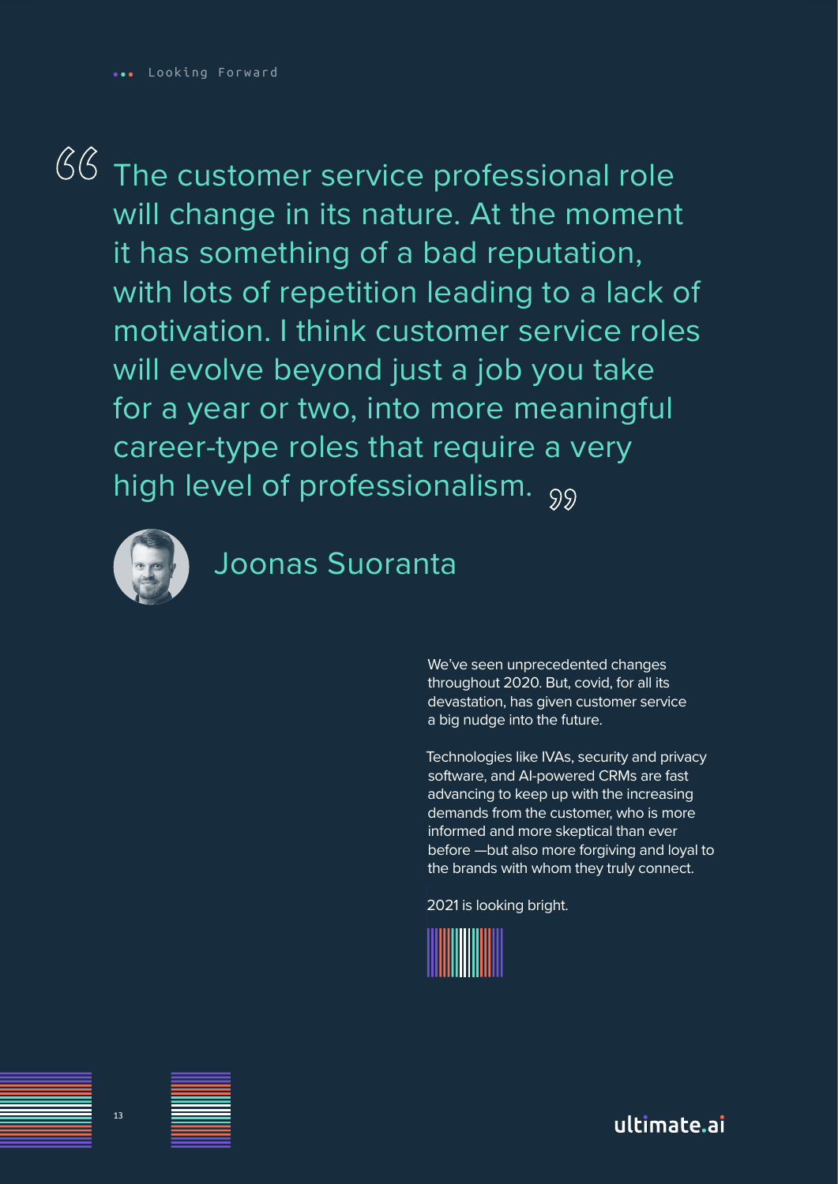> The customer service professional role will change in its nature. At the moment it has something of a bad reputation, with lots of repetition leading to a lack of motivation. I think customer service roles will evolve beyond just a job you take for a year or two, into more meaningful career-type roles that require a very high level of professionalism.

## Joonas Suoranta

We've seen unprecedented changes throughout 2020. But, covid, for all its devastation, has given customer service a big nudge into the future.

Technologies like IVAs, security and privacy software, and AI-powered CRMs are fast advancing to keep up with the increasing demands from the customer, who is more informed and more skeptical than ever before —but also more forgiving and loyal to the brands with whom they truly connect.

2021 is looking bright.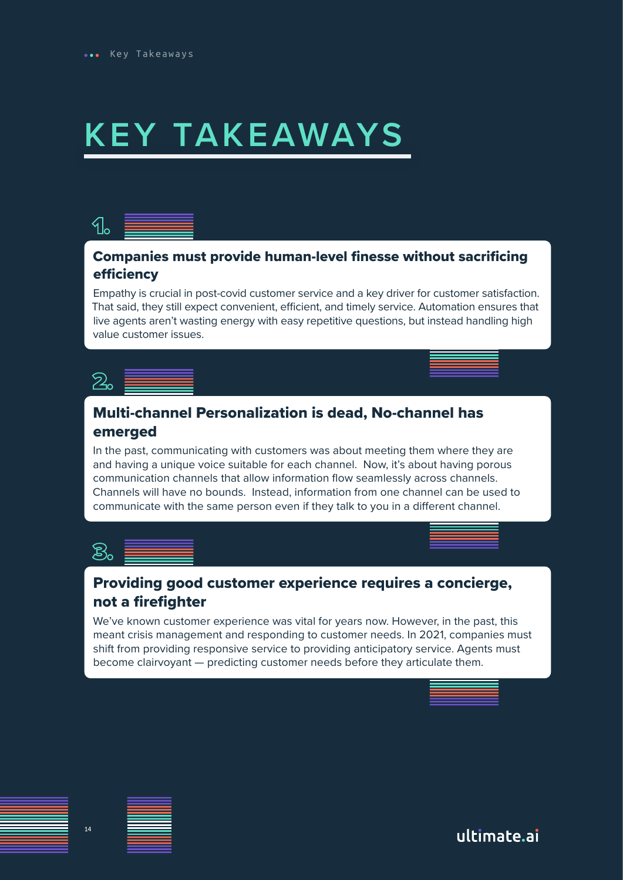# KEY TAKEAWAYS

1.

### Companies must provide human-level finesse without sacrificing efficiency

Empathy is crucial in post-covid customer service and a key driver for customer satisfaction. That said, they still expect convenient, efficient, and timely service. Automation ensures that live agents aren't wasting energy with easy repetitive questions, but instead handling high value customer issues.

2.

### Multi-channel Personalization is dead, No-channel has emerged

In the past, communicating with customers was about meeting them where they are and having a unique voice suitable for each channel. Now, it's about having porous communication channels that allow information flow seamlessly across channels. Channels will have no bounds. Instead, information from one channel can be used to communicate with the same person even if they talk to you in a different channel.

3.

### Providing good customer experience requires a concierge, not a firefighter

We've known customer experience was vital for years now. However, in the past, this meant crisis management and responding to customer needs. In 2021, companies must shift from providing responsive service to providing anticipatory service. Agents must become clairvoyant — predicting customer needs before they articulate them.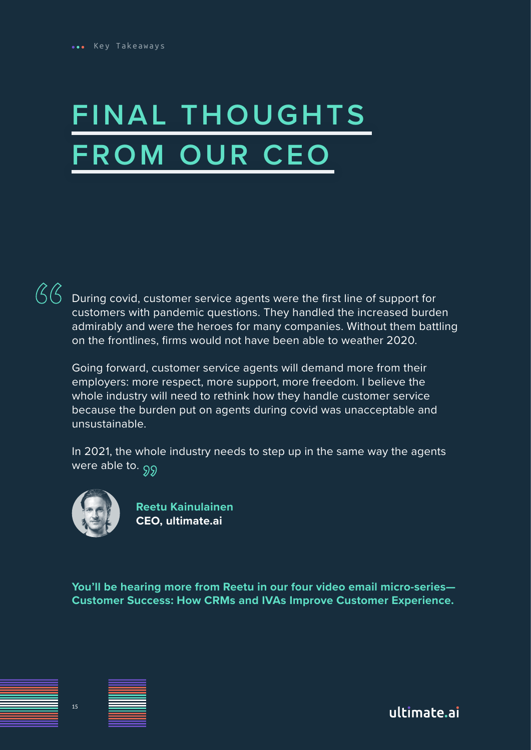Key Takeaways

# FINAL THOUGHTS FROM OUR CEO

> During covid, customer service agents were the first line of support for customers with pandemic questions. They handled the increased burden admirably and were the heroes for many companies. Without them battling on the frontlines, firms would not have been able to weather 2020.
>
> Going forward, customer service agents will demand more from their employers: more respect, more support, more freedom. I believe the whole industry will need to rethink how they handle customer service because the burden put on agents during covid was unacceptable and unsustainable.
>
> In 2021, the whole industry needs to step up in the same way the agents were able to.

**Reetu Kainulainen**
**CEO, ultimate.ai**

**You'll be hearing more from Reetu in our four video email micro-series—Customer Success: How CRMs and IVAs Improve Customer Experience.**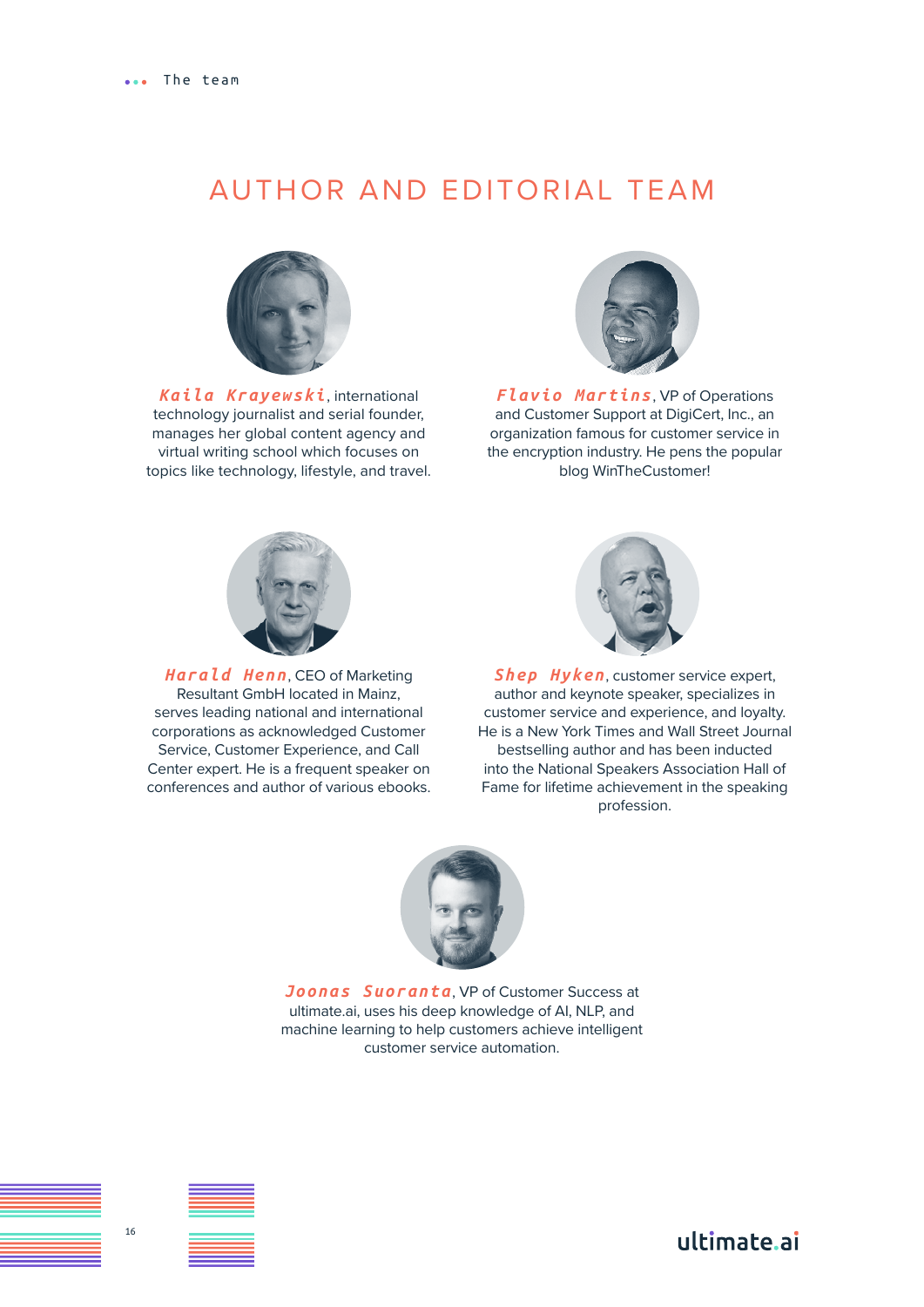# AUTHOR AND EDITORIAL TEAM

***Kaila Krayewski***, international technology journalist and serial founder, manages her global content agency and virtual writing school which focuses on topics like technology, lifestyle, and travel.

***Flavio Martins***, VP of Operations and Customer Support at DigiCert, Inc., an organization famous for customer service in the encryption industry. He pens the popular blog WinTheCustomer!

***Harald Henn***, CEO of Marketing Resultant GmbH located in Mainz, serves leading national and international corporations as acknowledged Customer Service, Customer Experience, and Call Center expert. He is a frequent speaker on conferences and author of various ebooks.

***Shep Hyken***, customer service expert, author and keynote speaker, specializes in customer service and experience, and loyalty. He is a New York Times and Wall Street Journal bestselling author and has been inducted into the National Speakers Association Hall of Fame for lifetime achievement in the speaking profession.

***Joonas Suoranta***, VP of Customer Success at ultimate.ai, uses his deep knowledge of AI, NLP, and machine learning to help customers achieve intelligent customer service automation.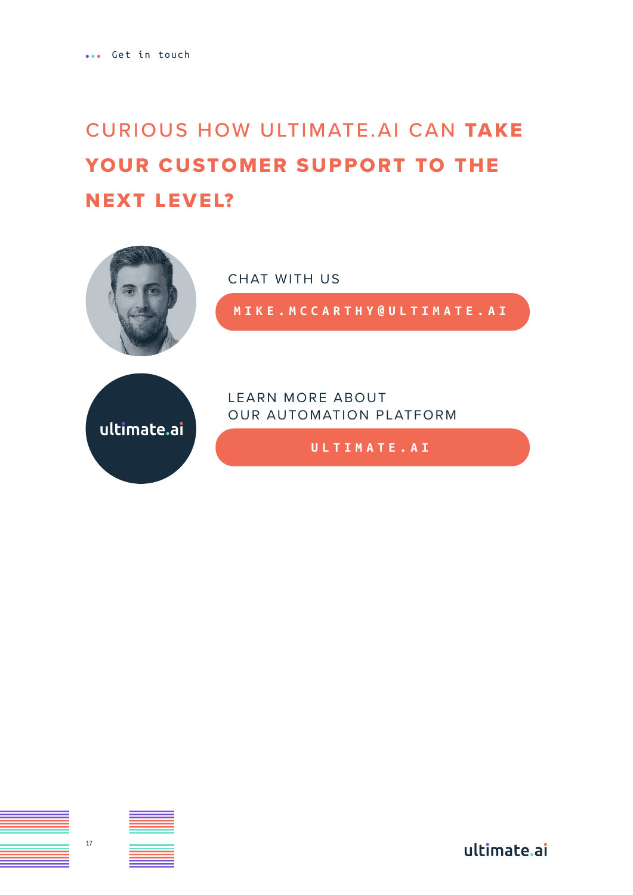Get in touch

# CURIOUS HOW ULTIMATE.AI CAN **TAKE YOUR CUSTOMER SUPPORT TO THE NEXT LEVEL?**

CHAT WITH US

**MIKE.MCCARTHY@ULTIMATE.AI**

LEARN MORE ABOUT
OUR AUTOMATION PLATFORM

**ULTIMATE.AI**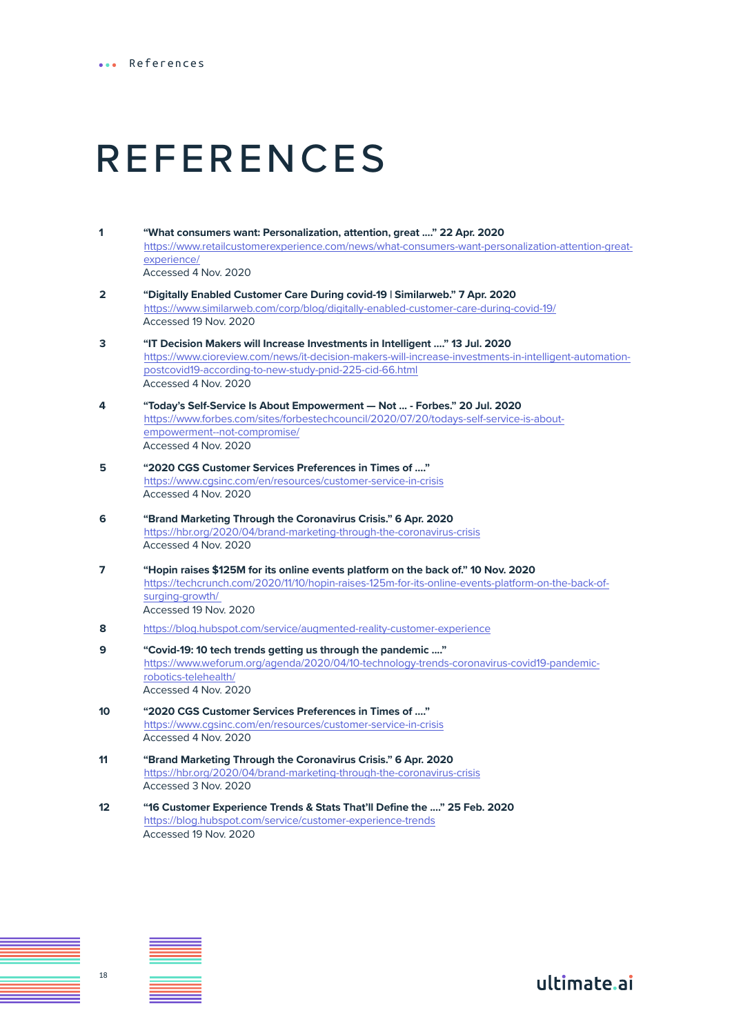# REFERENCES

1. **"What consumers want: Personalization, attention, great ...." 22 Apr. 2020**
   https://www.retailcustomerexperience.com/news/what-consumers-want-personalization-attention-great-experience/
   Accessed 4 Nov. 2020

2. **"Digitally Enabled Customer Care During covid-19 | Similarweb." 7 Apr. 2020**
   https://www.similarweb.com/corp/blog/digitally-enabled-customer-care-during-covid-19/
   Accessed 19 Nov. 2020

3. **"IT Decision Makers will Increase Investments in Intelligent ...." 13 Jul. 2020**
   https://www.cioreview.com/news/it-decision-makers-will-increase-investments-in-intelligent-automation-postcovid19-according-to-new-study-pnid-225-cid-66.html
   Accessed 4 Nov. 2020

4. **"Today's Self-Service Is About Empowerment — Not ... - Forbes." 20 Jul. 2020**
   https://www.forbes.com/sites/forbestechcouncil/2020/07/20/todays-self-service-is-about-empowerment--not-compromise/
   Accessed 4 Nov. 2020

5. **"2020 CGS Customer Services Preferences in Times of ...."**
   https://www.cgsinc.com/en/resources/customer-service-in-crisis
   Accessed 4 Nov. 2020

6. **"Brand Marketing Through the Coronavirus Crisis." 6 Apr. 2020**
   https://hbr.org/2020/04/brand-marketing-through-the-coronavirus-crisis
   Accessed 4 Nov. 2020

7. **"Hopin raises $125M for its online events platform on the back of." 10 Nov. 2020**
   https://techcrunch.com/2020/11/10/hopin-raises-125m-for-its-online-events-platform-on-the-back-of-surging-growth/
   Accessed 19 Nov. 2020

8. https://blog.hubspot.com/service/augmented-reality-customer-experience

9. **"Covid-19: 10 tech trends getting us through the pandemic ...."**
   https://www.weforum.org/agenda/2020/04/10-technology-trends-coronavirus-covid19-pandemic-robotics-telehealth/
   Accessed 4 Nov. 2020

10. **"2020 CGS Customer Services Preferences in Times of ...."**
    https://www.cgsinc.com/en/resources/customer-service-in-crisis
    Accessed 4 Nov. 2020

11. **"Brand Marketing Through the Coronavirus Crisis." 6 Apr. 2020**
    https://hbr.org/2020/04/brand-marketing-through-the-coronavirus-crisis
    Accessed 3 Nov. 2020

12. **"16 Customer Experience Trends & Stats That'll Define the ...." 25 Feb. 2020**
    https://blog.hubspot.com/service/customer-experience-trends
    Accessed 19 Nov. 2020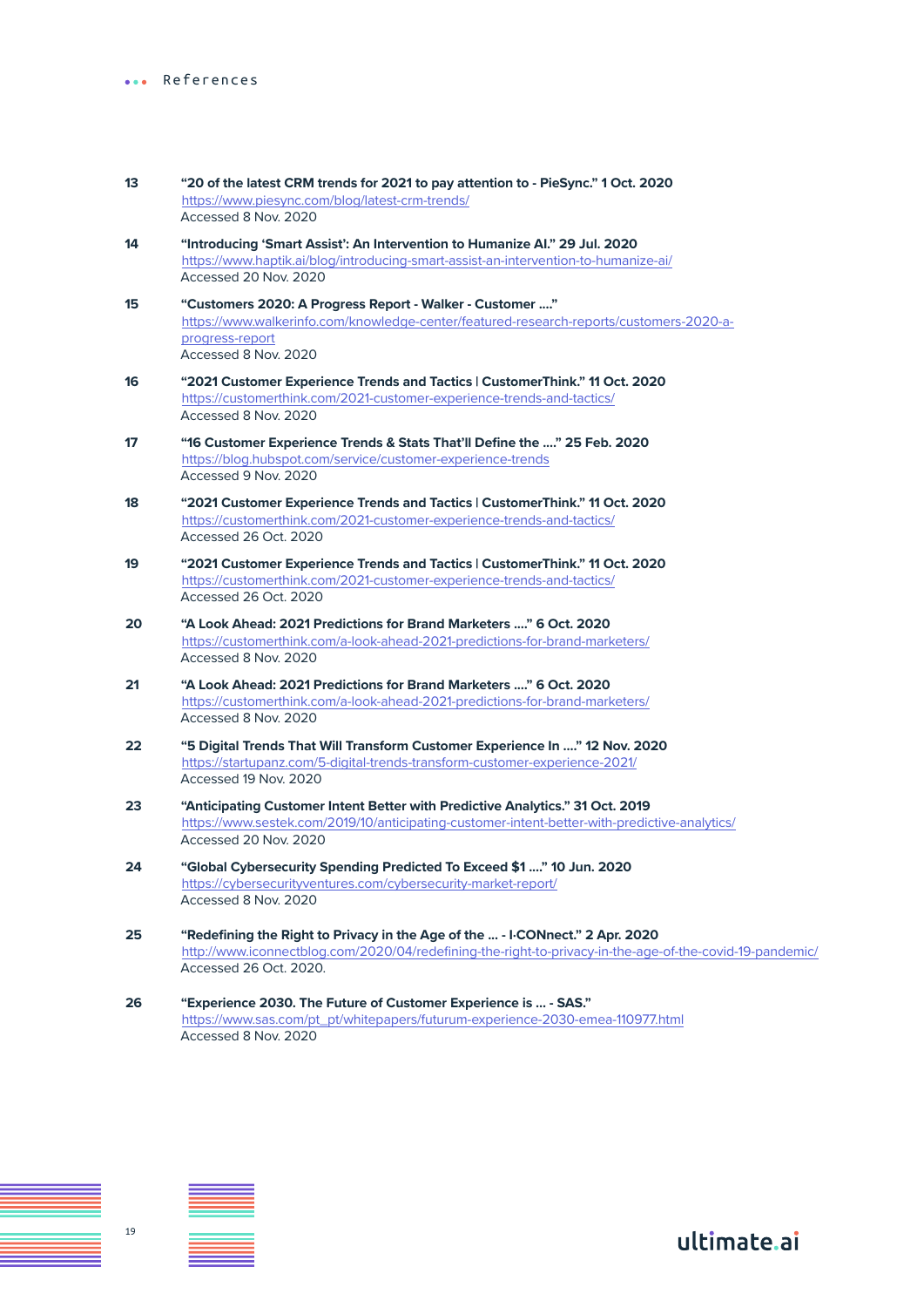# References

13 **"20 of the latest CRM trends for 2021 to pay attention to - PieSync." 1 Oct. 2020**
https://www.piesync.com/blog/latest-crm-trends/
Accessed 8 Nov. 2020

14 **"Introducing 'Smart Assist': An Intervention to Humanize AI." 29 Jul. 2020**
https://www.haptik.ai/blog/introducing-smart-assist-an-intervention-to-humanize-ai/
Accessed 20 Nov. 2020

15 **"Customers 2020: A Progress Report - Walker - Customer …."**
https://www.walkerinfo.com/knowledge-center/featured-research-reports/customers-2020-a-progress-report
Accessed 8 Nov. 2020

16 **"2021 Customer Experience Trends and Tactics | CustomerThink." 11 Oct. 2020**
https://customerthink.com/2021-customer-experience-trends-and-tactics/
Accessed 8 Nov. 2020

17 **"16 Customer Experience Trends & Stats That'll Define the …." 25 Feb. 2020**
https://blog.hubspot.com/service/customer-experience-trends
Accessed 9 Nov. 2020

18 **"2021 Customer Experience Trends and Tactics | CustomerThink." 11 Oct. 2020**
https://customerthink.com/2021-customer-experience-trends-and-tactics/
Accessed 26 Oct. 2020

19 **"2021 Customer Experience Trends and Tactics | CustomerThink." 11 Oct. 2020**
https://customerthink.com/2021-customer-experience-trends-and-tactics/
Accessed 26 Oct. 2020

20 **"A Look Ahead: 2021 Predictions for Brand Marketers …." 6 Oct. 2020**
https://customerthink.com/a-look-ahead-2021-predictions-for-brand-marketers/
Accessed 8 Nov. 2020

21 **"A Look Ahead: 2021 Predictions for Brand Marketers …." 6 Oct. 2020**
https://customerthink.com/a-look-ahead-2021-predictions-for-brand-marketers/
Accessed 8 Nov. 2020

22 **"5 Digital Trends That Will Transform Customer Experience In …." 12 Nov. 2020**
https://startupanz.com/5-digital-trends-transform-customer-experience-2021/
Accessed 19 Nov. 2020

23 **"Anticipating Customer Intent Better with Predictive Analytics." 31 Oct. 2019**
https://www.sestek.com/2019/10/anticipating-customer-intent-better-with-predictive-analytics/
Accessed 20 Nov. 2020

24 **"Global Cybersecurity Spending Predicted To Exceed $1 …." 10 Jun. 2020**
https://cybersecurityventures.com/cybersecurity-market-report/
Accessed 8 Nov. 2020

25 **"Redefining the Right to Privacy in the Age of the … - I·CONnect." 2 Apr. 2020**
http://www.iconnectblog.com/2020/04/redefining-the-right-to-privacy-in-the-age-of-the-covid-19-pandemic/
Accessed 26 Oct. 2020.

26 **"Experience 2030. The Future of Customer Experience is … - SAS."**
https://www.sas.com/pt_pt/whitepapers/futurum-experience-2030-emea-110977.html
Accessed 8 Nov. 2020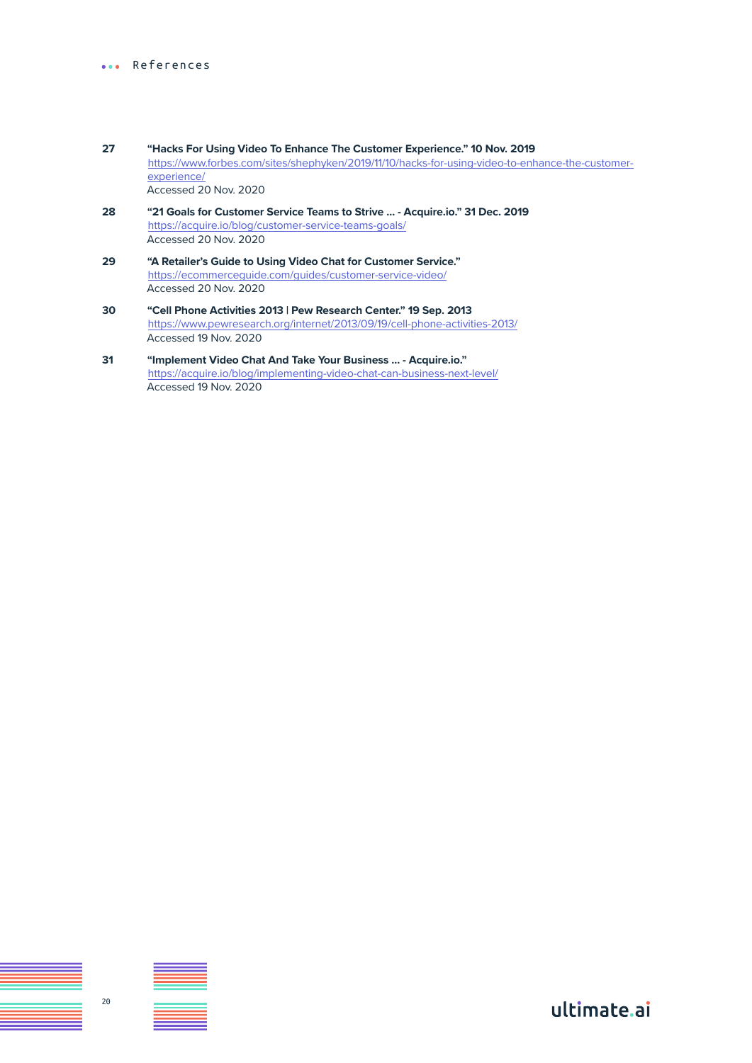27 **"Hacks For Using Video To Enhance The Customer Experience." 10 Nov. 2019**
https://www.forbes.com/sites/shephyken/2019/11/10/hacks-for-using-video-to-enhance-the-customer-experience/
Accessed 20 Nov. 2020

28 **"21 Goals for Customer Service Teams to Strive ... - Acquire.io." 31 Dec. 2019**
https://acquire.io/blog/customer-service-teams-goals/
Accessed 20 Nov. 2020

29 **"A Retailer's Guide to Using Video Chat for Customer Service."**
https://ecommerceguide.com/guides/customer-service-video/
Accessed 20 Nov. 2020

30 **"Cell Phone Activities 2013 | Pew Research Center." 19 Sep. 2013**
https://www.pewresearch.org/internet/2013/09/19/cell-phone-activities-2013/
Accessed 19 Nov. 2020

31 **"Implement Video Chat And Take Your Business ... - Acquire.io."**
https://acquire.io/blog/implementing-video-chat-can-business-next-level/
Accessed 19 Nov. 2020